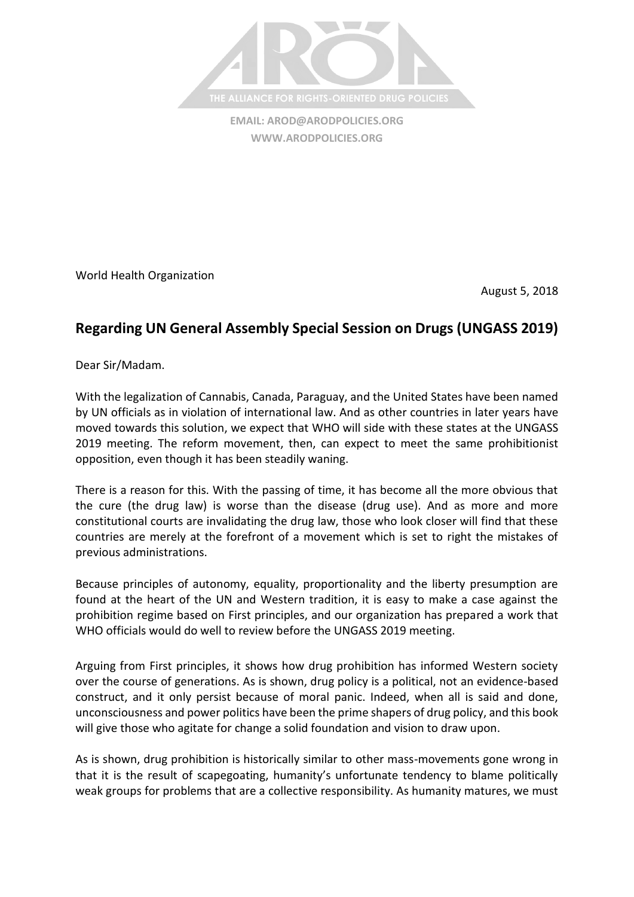THE ALLIANCE FOR RIGHTS-ORIENTED DRUG POLICIES

EMAIL: AROD@ARODPOLICIES.ORG
WWW.ARODPOLICIES.ORG

World Health Organization

August 5, 2018

## Regarding UN General Assembly Special Session on Drugs (UNGASS 2019)

Dear Sir/Madam.

With the legalization of Cannabis, Canada, Paraguay, and the United States have been named by UN officials as in violation of international law. And as other countries in later years have moved towards this solution, we expect that WHO will side with these states at the UNGASS 2019 meeting. The reform movement, then, can expect to meet the same prohibitionist opposition, even though it has been steadily waning.

There is a reason for this. With the passing of time, it has become all the more obvious that the cure (the drug law) is worse than the disease (drug use). And as more and more constitutional courts are invalidating the drug law, those who look closer will find that these countries are merely at the forefront of a movement which is set to right the mistakes of previous administrations.

Because principles of autonomy, equality, proportionality and the liberty presumption are found at the heart of the UN and Western tradition, it is easy to make a case against the prohibition regime based on First principles, and our organization has prepared a work that WHO officials would do well to review before the UNGASS 2019 meeting.

Arguing from First principles, it shows how drug prohibition has informed Western society over the course of generations. As is shown, drug policy is a political, not an evidence-based construct, and it only persist because of moral panic. Indeed, when all is said and done, unconsciousness and power politics have been the prime shapers of drug policy, and this book will give those who agitate for change a solid foundation and vision to draw upon.

As is shown, drug prohibition is historically similar to other mass-movements gone wrong in that it is the result of scapegoating, humanity's unfortunate tendency to blame politically weak groups for problems that are a collective responsibility. As humanity matures, we must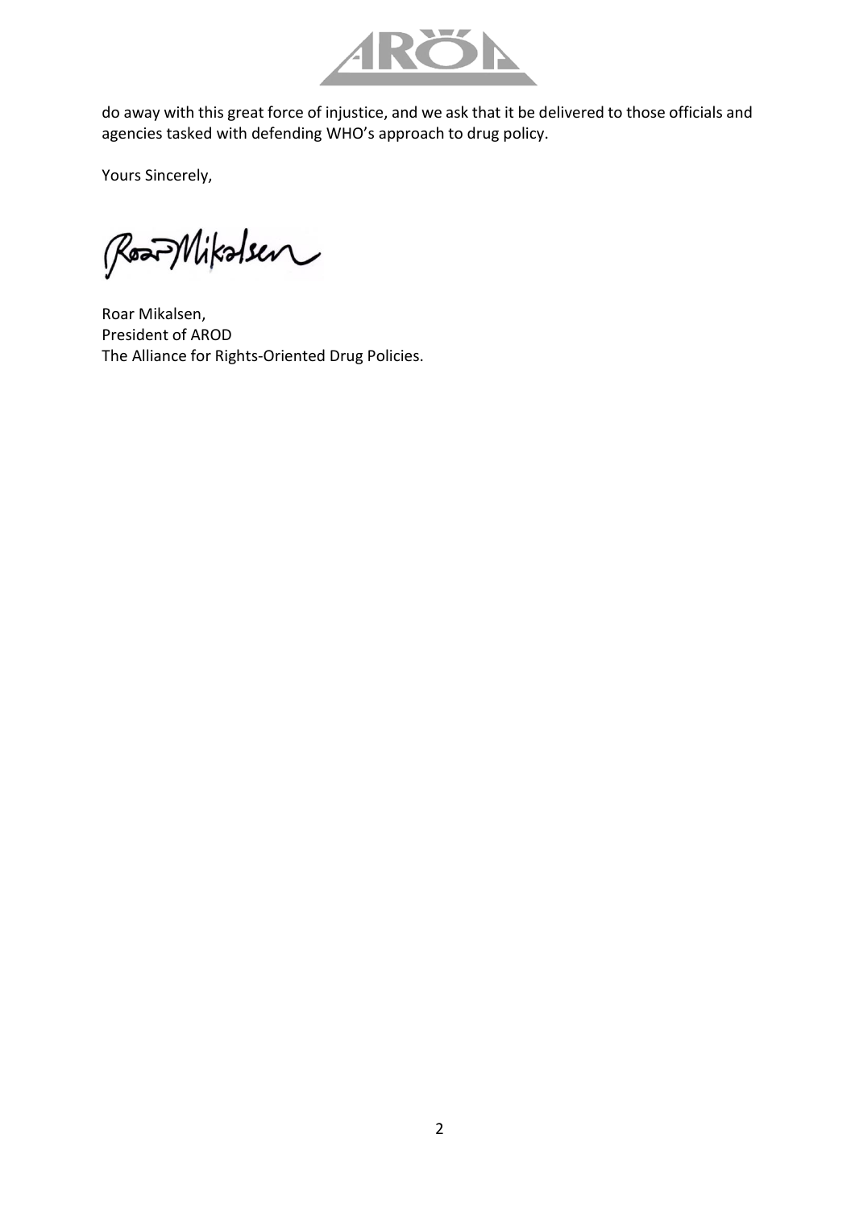do away with this great force of injustice, and we ask that it be delivered to those officials and agencies tasked with defending WHO's approach to drug policy.

Yours Sincerely,

Roar Mikalsen,
President of AROD
The Alliance for Rights-Oriented Drug Policies.